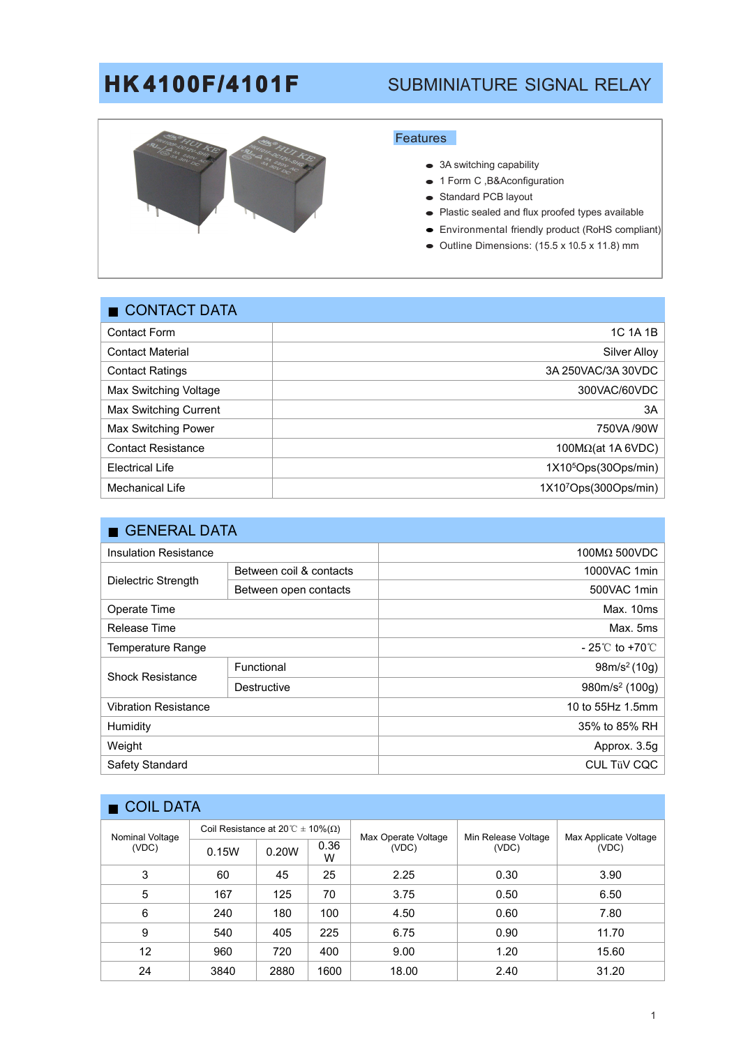# HK4100F/4101F

## SUBMINIATURE SIGNAL RELAY

### Features

- 3A switching capability
- 1 Form C ,B&Aconfiguration
- Standard PCB layout
- Plastic sealed and flux proofed types available
- Environmental friendly product (RoHS compliant)
- Outline Dimensions: (15.5 x 10.5 x 11.8) mm

## ■ CONTACT DATA

| Contact Form | 1C 1A 1B |
|---|---|
| Contact Material | Silver Alloy |
| Contact Ratings | 3A 250VAC/3A 30VDC |
| Max Switching Voltage | 300VAC/60VDC |
| Max Switching Current | 3A |
| Max Switching Power | 750VA /90W |
| Contact Resistance | 100MΩ(at 1A 6VDC) |
| Electrical Life | 1X10$^5$Ops(30Ops/min) |
| Mechanical Life | 1X10$^7$Ops(300Ops/min) |

## ■ GENERAL DATA

| Insulation Resistance | | 100MΩ 500VDC |
|---|---|---|
| Dielectric Strength | Between coil & contacts | 1000VAC 1min |
| | Between open contacts | 500VAC 1min |
| Operate Time | | Max. 10ms |
| Release Time | | Max. 5ms |
| Temperature Range | | - 25℃ to +70℃ |
| Shock Resistance | Functional | 98m/s$^2$ (10g) |
| | Destructive | 980m/s$^2$ (100g) |
| Vibration Resistance | | 10 to 55Hz 1.5mm |
| Humidity | | 35% to 85% RH |
| Weight | | Approx. 3.5g |
| Safety Standard | | CUL TüV CQC |

## ■ COIL DATA

| Nominal Voltage (VDC) | Coil Resistance at 20℃ ± 10%(Ω) | | | Max Operate Voltage (VDC) | Min Release Voltage (VDC) | Max Applicate Voltage (VDC) |
|---|---|---|---|---|---|---|
| | 0.15W | 0.20W | 0.36 W | | | |
| 3 | 60 | 45 | 25 | 2.25 | 0.30 | 3.90 |
| 5 | 167 | 125 | 70 | 3.75 | 0.50 | 6.50 |
| 6 | 240 | 180 | 100 | 4.50 | 0.60 | 7.80 |
| 9 | 540 | 405 | 225 | 6.75 | 0.90 | 11.70 |
| 12 | 960 | 720 | 400 | 9.00 | 1.20 | 15.60 |
| 24 | 3840 | 2880 | 1600 | 18.00 | 2.40 | 31.20 |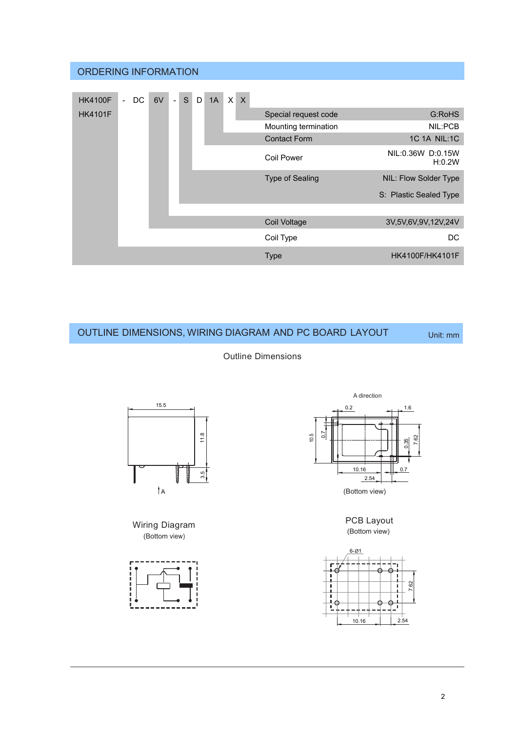## ORDERING INFORMATION

HK4100F - DC 6V - S D 1A X X

HK4101F

| | | |
|---|---|---|
| Special request code | | G:RoHS |
| Mounting termination | | NIL:PCB |
| Contact Form | | 1C 1A NIL:1C |
| Coil Power | | NIL:0.36W D:0.15W H:0.2W |
| Type of Sealing | | NIL: Flow Solder Type<br>S: Plastic Sealed Type |
| Coil Voltage | | 3V,5V,6V,9V,12V,24V |
| Coil Type | | DC |
| Type | | HK4100F/HK4101F |

## OUTLINE DIMENSIONS, WIRING DIAGRAM AND PC BOARD LAYOUT

Unit: mm

### Outline Dimensions

15.5

11.8

3.5

A

A direction

0.2

1.6

10.5

0.7

0.35

7.62

10.16

0.7

2.54

(Bottom view)

### Wiring Diagram

(Bottom view)

### PCB Layout

(Bottom view)

6-Ø1

7.62

10.16

2.54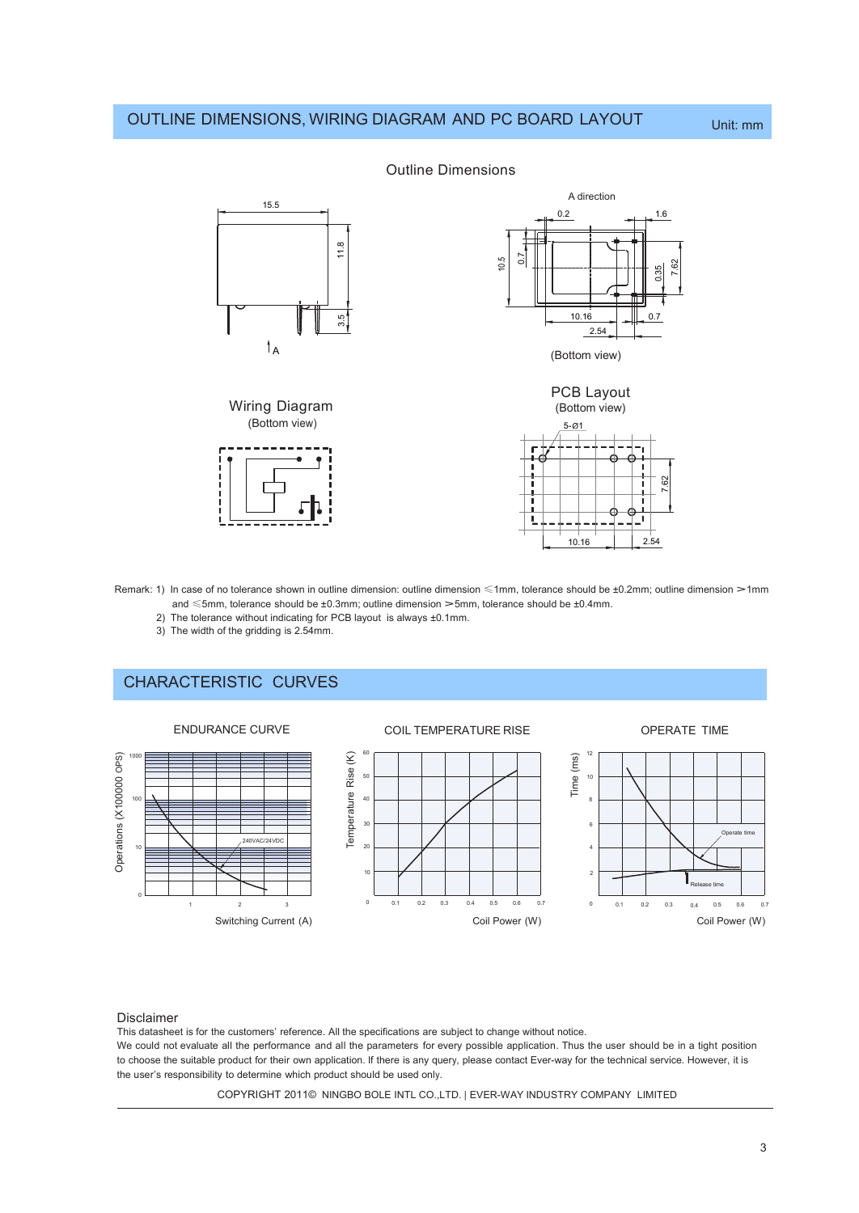## OUTLINE DIMENSIONS, WIRING DIAGRAM AND PC BOARD LAYOUT

Unit: mm

### Outline Dimensions

15.5
11.8
3.5
A

A direction
0.2
1.6
10.5
0.7
0.35
7.62
10.16
0.7
2.54
(Bottom view)

### Wiring Diagram

(Bottom view)

### PCB Layout

(Bottom view)
5-Ø1
7.62
10.16
2.54

Remark: 1) In case of no tolerance shown in outline dimension: outline dimension ≤1mm, tolerance should be ±0.2mm; outline dimension >1mm and ≤5mm, tolerance should be ±0.3mm; outline dimension >5mm, tolerance should be ±0.4mm.
2) The tolerance without indicating for PCB layout is always ±0.1mm.
3) The width of the gridding is 2.54mm.

## CHARACTERISTIC CURVES

ENDURANCE CURVE

Operations (X100000 OPS)
1000
100
10
0
1
2
3
240VAC/24VDC
Switching Current (A)

COIL TEMPERATURE RISE

Temperature Rise (K)
60
50
40
30
20
10
0
0.1
0.2
0.3
0.4
0.5
0.6
0.7
Coil Power (W)

OPERATE TIME

Time (ms)
12
10
8
6
4
2
0
0.1
0.2
0.3
0.4
0.5
0.6
0.7
Operate time
Release time
Coil Power (W)

### Disclaimer

This datasheet is for the customers' reference. All the specifications are subject to change without notice.

We could not evaluate all the performance and all the parameters for every possible application. Thus the user should be in a tight position to choose the suitable product for their own application. If there is any query, please contact Ever-way for the technical service. However, it is the user's responsibility to determine which product should be used only.

COPYRIGHT 2011© NINGBO BOLE INTL CO.,LTD. | EVER-WAY INDUSTRY COMPANY LIMITED